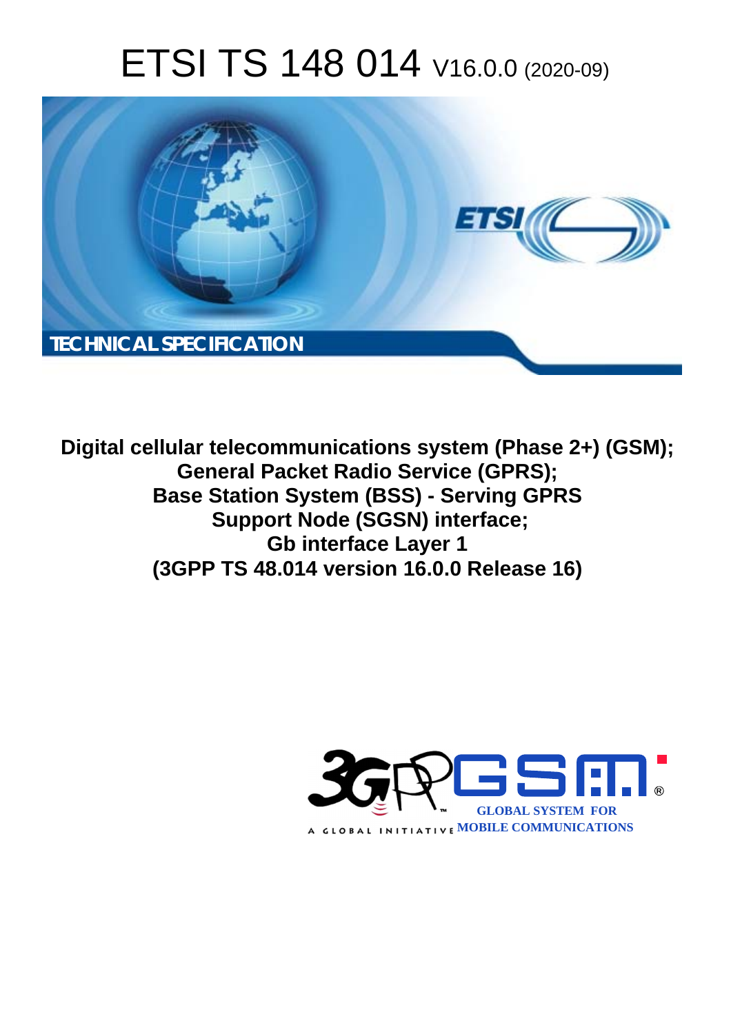# ETSI TS 148 014 V16.0.0 (2020-09)

TECHNICAL SPECIFICATION

**Digital cellular telecommunications system (Phase 2+) (GSM);**
**General Packet Radio Service (GPRS);**
**Base Station System (BSS) - Serving GPRS Support Node (SGSN) interface;**
**Gb interface Layer 1**
**(3GPP TS 48.014 version 16.0.0 Release 16)**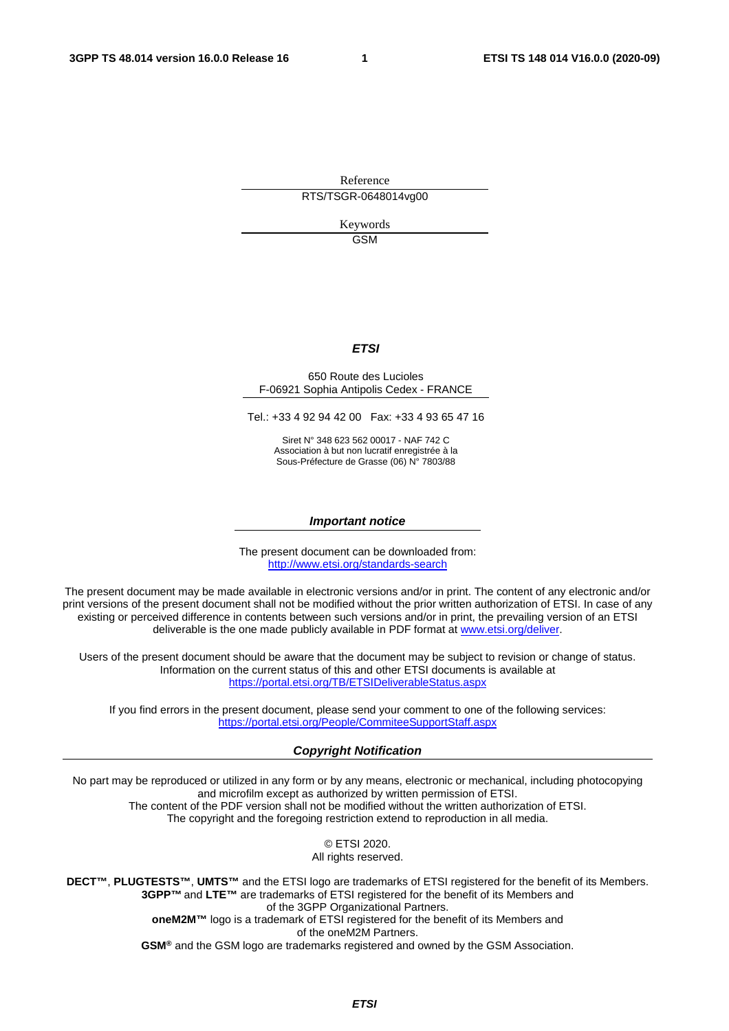Reference

RTS/TSGR-0648014vg00

Keywords

GSM

***ETSI***

650 Route des Lucioles
F-06921 Sophia Antipolis Cedex - FRANCE

Tel.: +33 4 92 94 42 00   Fax: +33 4 93 65 47 16

Siret N° 348 623 562 00017 - NAF 742 C
Association à but non lucratif enregistrée à la
Sous-Préfecture de Grasse (06) N° 7803/88

***Important notice***

The present document can be downloaded from:
http://www.etsi.org/standards-search

The present document may be made available in electronic versions and/or in print. The content of any electronic and/or print versions of the present document shall not be modified without the prior written authorization of ETSI. In case of any existing or perceived difference in contents between such versions and/or in print, the prevailing version of an ETSI deliverable is the one made publicly available in PDF format at www.etsi.org/deliver.

Users of the present document should be aware that the document may be subject to revision or change of status. Information on the current status of this and other ETSI documents is available at https://portal.etsi.org/TB/ETSIDeliverableStatus.aspx

If you find errors in the present document, please send your comment to one of the following services:
https://portal.etsi.org/People/CommiteeSupportStaff.aspx

***Copyright Notification***

No part may be reproduced or utilized in any form or by any means, electronic or mechanical, including photocopying and microfilm except as authorized by written permission of ETSI.
The content of the PDF version shall not be modified without the written authorization of ETSI.
The copyright and the foregoing restriction extend to reproduction in all media.

© ETSI 2020.
All rights reserved.

**DECT™**, **PLUGTESTS™**, **UMTS™** and the ETSI logo are trademarks of ETSI registered for the benefit of its Members.
**3GPP™** and **LTE™** are trademarks of ETSI registered for the benefit of its Members and of the 3GPP Organizational Partners.
**oneM2M™** logo is a trademark of ETSI registered for the benefit of its Members and of the oneM2M Partners.
**GSM®** and the GSM logo are trademarks registered and owned by the GSM Association.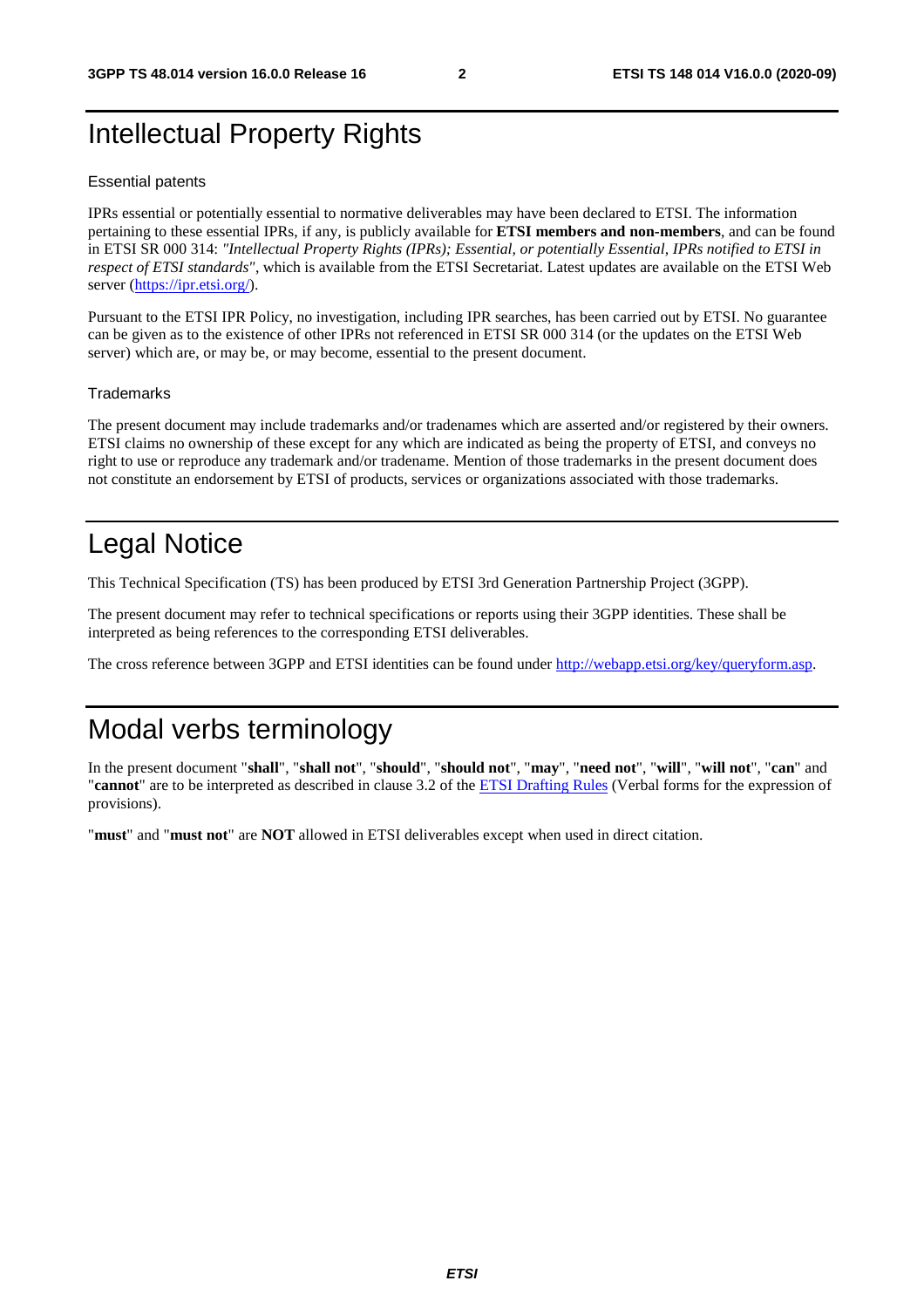# Intellectual Property Rights

### Essential patents

IPRs essential or potentially essential to normative deliverables may have been declared to ETSI. The information pertaining to these essential IPRs, if any, is publicly available for **ETSI members and non-members**, and can be found in ETSI SR 000 314: *"Intellectual Property Rights (IPRs); Essential, or potentially Essential, IPRs notified to ETSI in respect of ETSI standards"*, which is available from the ETSI Secretariat. Latest updates are available on the ETSI Web server (https://ipr.etsi.org/).

Pursuant to the ETSI IPR Policy, no investigation, including IPR searches, has been carried out by ETSI. No guarantee can be given as to the existence of other IPRs not referenced in ETSI SR 000 314 (or the updates on the ETSI Web server) which are, or may be, or may become, essential to the present document.

### Trademarks

The present document may include trademarks and/or tradenames which are asserted and/or registered by their owners. ETSI claims no ownership of these except for any which are indicated as being the property of ETSI, and conveys no right to use or reproduce any trademark and/or tradename. Mention of those trademarks in the present document does not constitute an endorsement by ETSI of products, services or organizations associated with those trademarks.

# Legal Notice

This Technical Specification (TS) has been produced by ETSI 3rd Generation Partnership Project (3GPP).

The present document may refer to technical specifications or reports using their 3GPP identities. These shall be interpreted as being references to the corresponding ETSI deliverables.

The cross reference between 3GPP and ETSI identities can be found under http://webapp.etsi.org/key/queryform.asp.

# Modal verbs terminology

In the present document "**shall**", "**shall not**", "**should**", "**should not**", "**may**", "**need not**", "**will**", "**will not**", "**can**" and "**cannot**" are to be interpreted as described in clause 3.2 of the ETSI Drafting Rules (Verbal forms for the expression of provisions).

"**must**" and "**must not**" are **NOT** allowed in ETSI deliverables except when used in direct citation.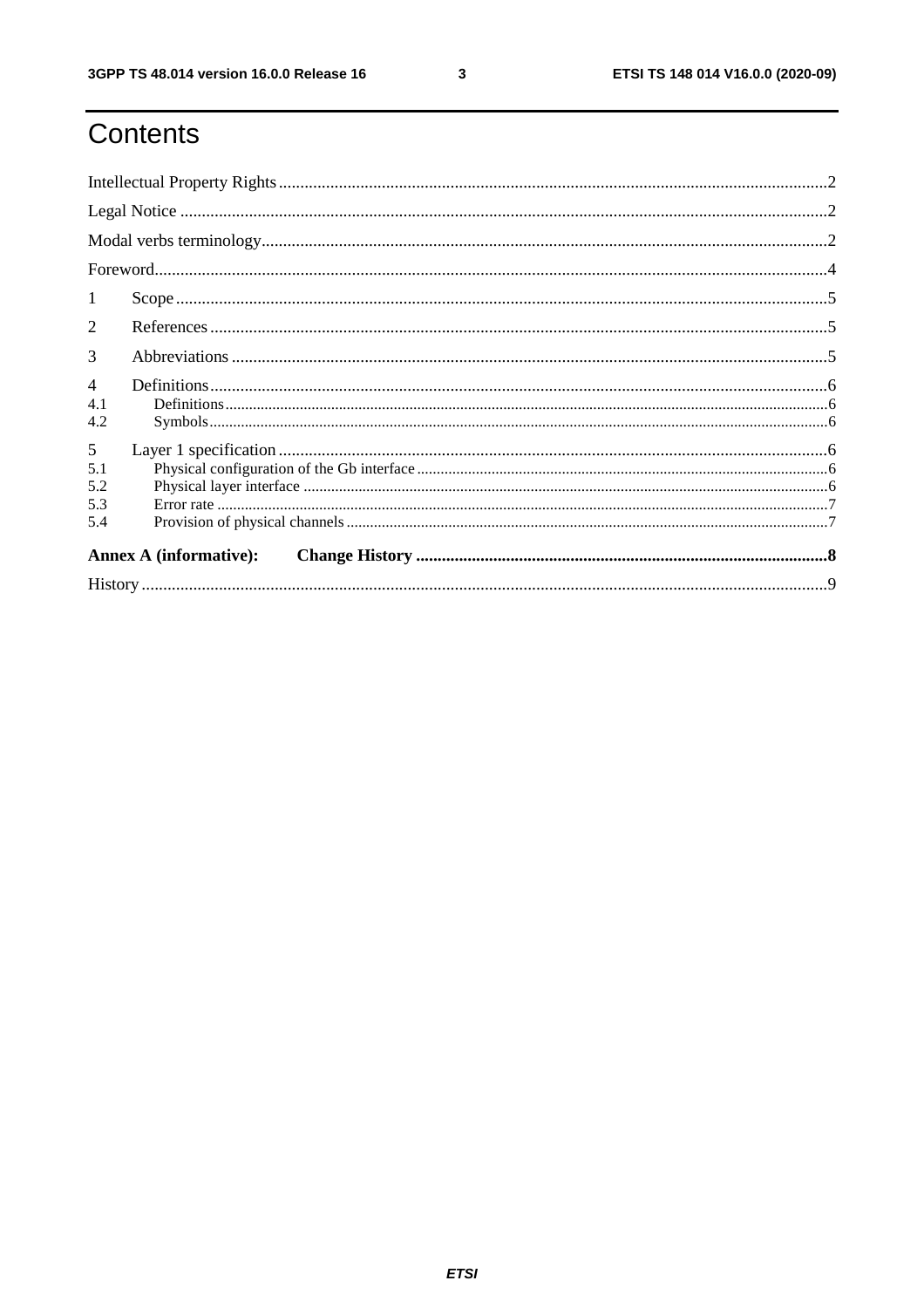# Contents

Intellectual Property Rights ........................................................................................................................2

Legal Notice ................................................................................................................................................2

Modal verbs terminology............................................................................................................................2

Foreword......................................................................................................................................................4

1 Scope ........................................................................................................................................................5

2 References ...............................................................................................................................................5

3 Abbreviations ..........................................................................................................................................5

4 Definitions................................................................................................................................................6

4.1 Definitions..............................................................................................................................................6

4.2 Symbols..................................................................................................................................................6

5 Layer 1 specification ...............................................................................................................................6

5.1 Physical configuration of the Gb interface .............................................................................................6

5.2 Physical layer interface ..........................................................................................................................6

5.3 Error rate ................................................................................................................................................7

5.4 Provision of physical channels ...............................................................................................................7

**Annex A (informative): Change History ................................................................................................8**

History .........................................................................................................................................................9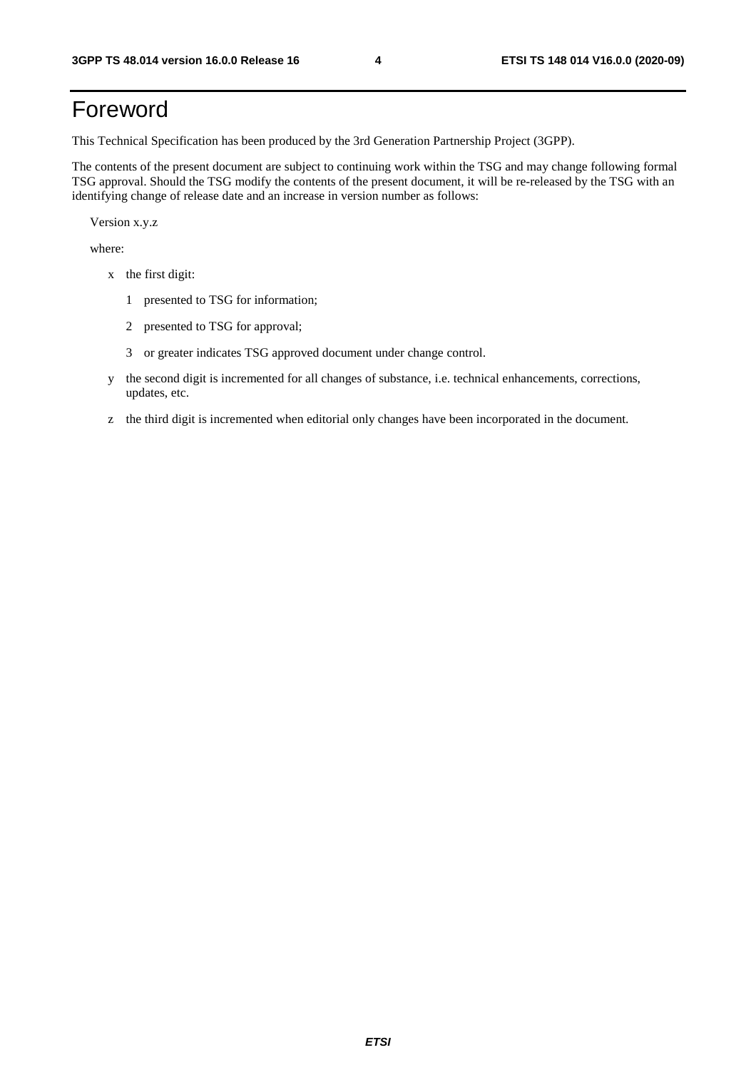# Foreword

This Technical Specification has been produced by the 3rd Generation Partnership Project (3GPP).

The contents of the present document are subject to continuing work within the TSG and may change following formal TSG approval. Should the TSG modify the contents of the present document, it will be re-released by the TSG with an identifying change of release date and an increase in version number as follows:

Version x.y.z

where:

- x the first digit:
  - 1 presented to TSG for information;
  - 2 presented to TSG for approval;
  - 3 or greater indicates TSG approved document under change control.
- y the second digit is incremented for all changes of substance, i.e. technical enhancements, corrections, updates, etc.
- z the third digit is incremented when editorial only changes have been incorporated in the document.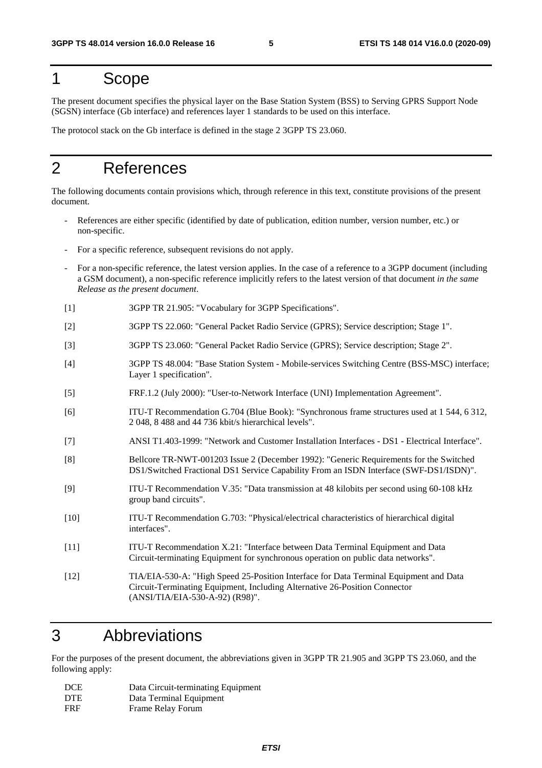# 1 Scope

The present document specifies the physical layer on the Base Station System (BSS) to Serving GPRS Support Node (SGSN) interface (Gb interface) and references layer 1 standards to be used on this interface.

The protocol stack on the Gb interface is defined in the stage 2 3GPP TS 23.060.

# 2 References

The following documents contain provisions which, through reference in this text, constitute provisions of the present document.

- References are either specific (identified by date of publication, edition number, version number, etc.) or non-specific.
- For a specific reference, subsequent revisions do not apply.
- For a non-specific reference, the latest version applies. In the case of a reference to a 3GPP document (including a GSM document), a non-specific reference implicitly refers to the latest version of that document *in the same Release as the present document*.

[1] 3GPP TR 21.905: "Vocabulary for 3GPP Specifications".

[2] 3GPP TS 22.060: "General Packet Radio Service (GPRS); Service description; Stage 1".

[3] 3GPP TS 23.060: "General Packet Radio Service (GPRS); Service description; Stage 2".

[4] 3GPP TS 48.004: "Base Station System - Mobile-services Switching Centre (BSS-MSC) interface; Layer 1 specification".

[5] FRF.1.2 (July 2000): "User-to-Network Interface (UNI) Implementation Agreement".

[6] ITU-T Recommendation G.704 (Blue Book): "Synchronous frame structures used at 1 544, 6 312, 2 048, 8 488 and 44 736 kbit/s hierarchical levels".

[7] ANSI T1.403-1999: "Network and Customer Installation Interfaces - DS1 - Electrical Interface".

[8] Bellcore TR-NWT-001203 Issue 2 (December 1992): "Generic Requirements for the Switched DS1/Switched Fractional DS1 Service Capability From an ISDN Interface (SWF-DS1/ISDN)".

[9] ITU-T Recommendation V.35: "Data transmission at 48 kilobits per second using 60-108 kHz group band circuits".

[10] ITU-T Recommendation G.703: "Physical/electrical characteristics of hierarchical digital interfaces".

[11] ITU-T Recommendation X.21: "Interface between Data Terminal Equipment and Data Circuit-terminating Equipment for synchronous operation on public data networks".

[12] TIA/EIA-530-A: "High Speed 25-Position Interface for Data Terminal Equipment and Data Circuit-Terminating Equipment, Including Alternative 26-Position Connector (ANSI/TIA/EIA-530-A-92) (R98)".

# 3 Abbreviations

For the purposes of the present document, the abbreviations given in 3GPP TR 21.905 and 3GPP TS 23.060, and the following apply:

DCE Data Circuit-terminating Equipment
DTE Data Terminal Equipment
FRF Frame Relay Forum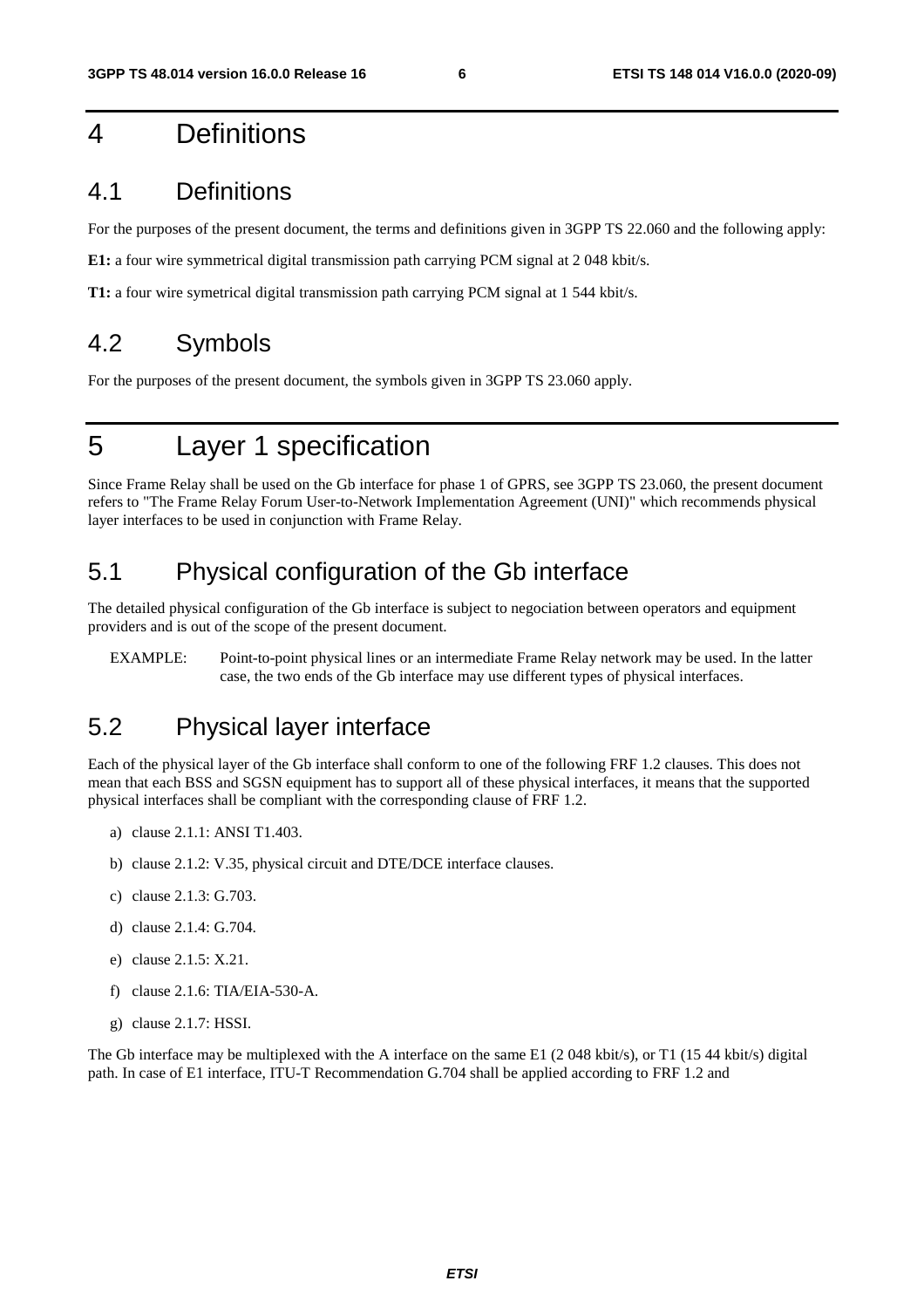# 4 Definitions

## 4.1 Definitions

For the purposes of the present document, the terms and definitions given in 3GPP TS 22.060 and the following apply:

**E1:** a four wire symmetrical digital transmission path carrying PCM signal at 2 048 kbit/s.

**T1:** a four wire symetrical digital transmission path carrying PCM signal at 1 544 kbit/s.

## 4.2 Symbols

For the purposes of the present document, the symbols given in 3GPP TS 23.060 apply.

# 5 Layer 1 specification

Since Frame Relay shall be used on the Gb interface for phase 1 of GPRS, see 3GPP TS 23.060, the present document refers to "The Frame Relay Forum User-to-Network Implementation Agreement (UNI)" which recommends physical layer interfaces to be used in conjunction with Frame Relay.

## 5.1 Physical configuration of the Gb interface

The detailed physical configuration of the Gb interface is subject to negociation between operators and equipment providers and is out of the scope of the present document.

EXAMPLE: Point-to-point physical lines or an intermediate Frame Relay network may be used. In the latter case, the two ends of the Gb interface may use different types of physical interfaces.

## 5.2 Physical layer interface

Each of the physical layer of the Gb interface shall conform to one of the following FRF 1.2 clauses. This does not mean that each BSS and SGSN equipment has to support all of these physical interfaces, it means that the supported physical interfaces shall be compliant with the corresponding clause of FRF 1.2.

a) clause 2.1.1: ANSI T1.403.

b) clause 2.1.2: V.35, physical circuit and DTE/DCE interface clauses.

c) clause 2.1.3: G.703.

d) clause 2.1.4: G.704.

e) clause 2.1.5: X.21.

f) clause 2.1.6: TIA/EIA-530-A.

g) clause 2.1.7: HSSI.

The Gb interface may be multiplexed with the A interface on the same E1 (2 048 kbit/s), or T1 (15 44 kbit/s) digital path. In case of E1 interface, ITU-T Recommendation G.704 shall be applied according to FRF 1.2 and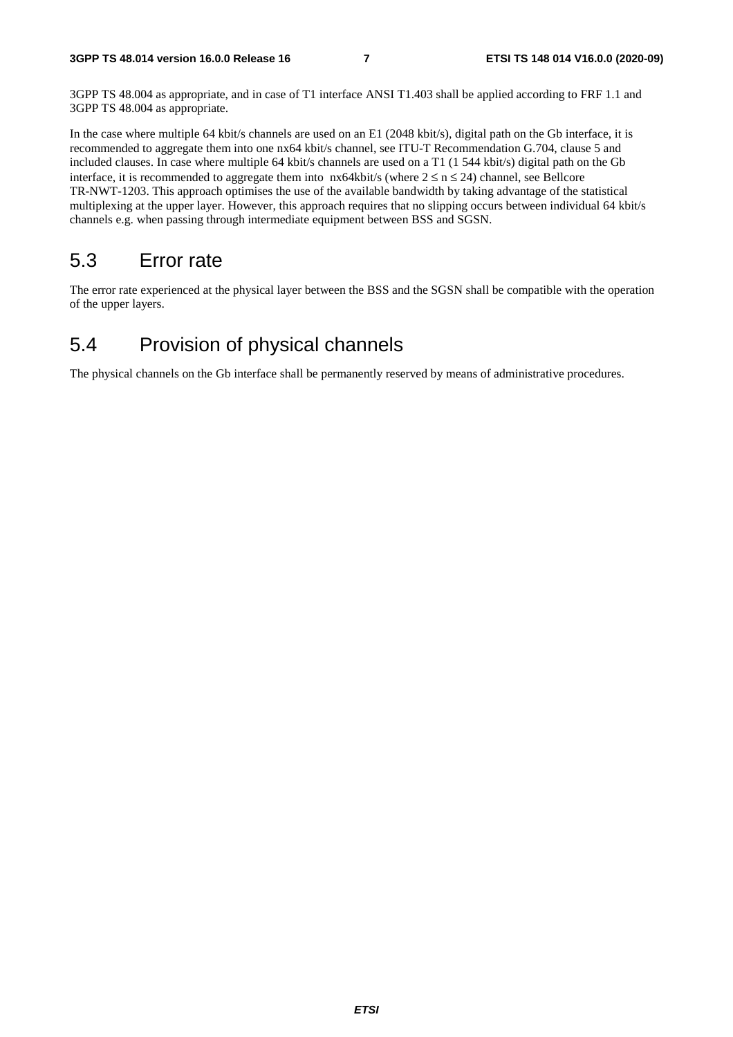3GPP TS 48.004 as appropriate, and in case of T1 interface ANSI T1.403 shall be applied according to FRF 1.1 and 3GPP TS 48.004 as appropriate.

In the case where multiple 64 kbit/s channels are used on an E1 (2048 kbit/s), digital path on the Gb interface, it is recommended to aggregate them into one nx64 kbit/s channel, see ITU-T Recommendation G.704, clause 5 and included clauses. In case where multiple 64 kbit/s channels are used on a T1 (1 544 kbit/s) digital path on the Gb interface, it is recommended to aggregate them into nx64kbit/s (where $2 \leq n \leq 24$) channel, see Bellcore TR-NWT-1203. This approach optimises the use of the available bandwidth by taking advantage of the statistical multiplexing at the upper layer. However, this approach requires that no slipping occurs between individual 64 kbit/s channels e.g. when passing through intermediate equipment between BSS and SGSN.

## 5.3 Error rate

The error rate experienced at the physical layer between the BSS and the SGSN shall be compatible with the operation of the upper layers.

## 5.4 Provision of physical channels

The physical channels on the Gb interface shall be permanently reserved by means of administrative procedures.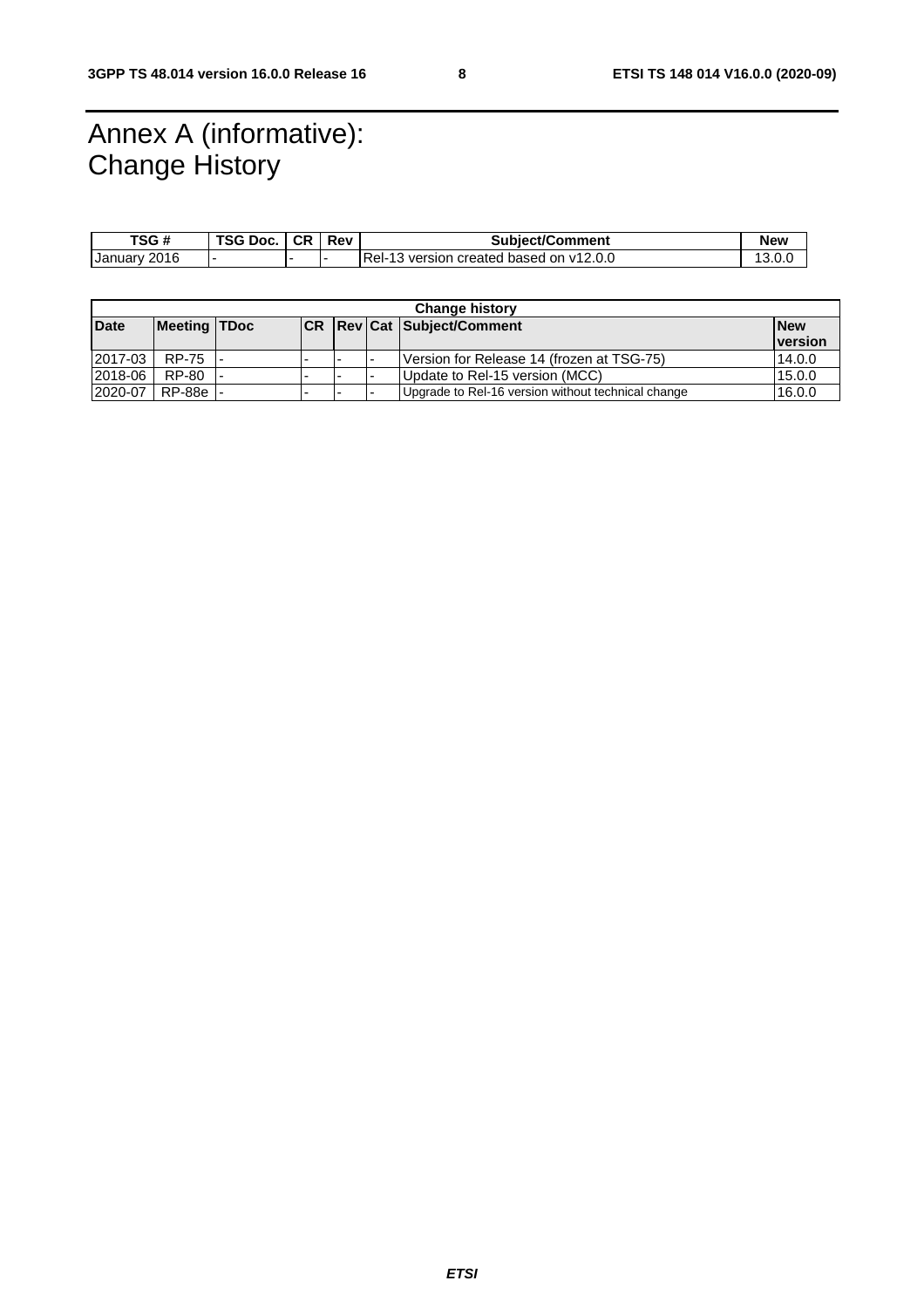# Annex A (informative): Change History

| TSG # | TSG Doc. | CR | Rev | Subject/Comment | New |
|---|---|---|---|---|---|
| January 2016 | - | - | - | Rel-13 version created based on v12.0.0 | 13.0.0 |

| Change history | | | | | | | |
|---|---|---|---|---|---|---|---|
| **Date** | **Meeting** | **TDoc** | **CR** | **Rev** | **Cat** | **Subject/Comment** | **New version** |
| 2017-03 | RP-75 | - | - | - | - | Version for Release 14 (frozen at TSG-75) | 14.0.0 |
| 2018-06 | RP-80 | - | - | - | - | Update to Rel-15 version (MCC) | 15.0.0 |
| 2020-07 | RP-88e | - | - | - | - | Upgrade to Rel-16 version without technical change | 16.0.0 |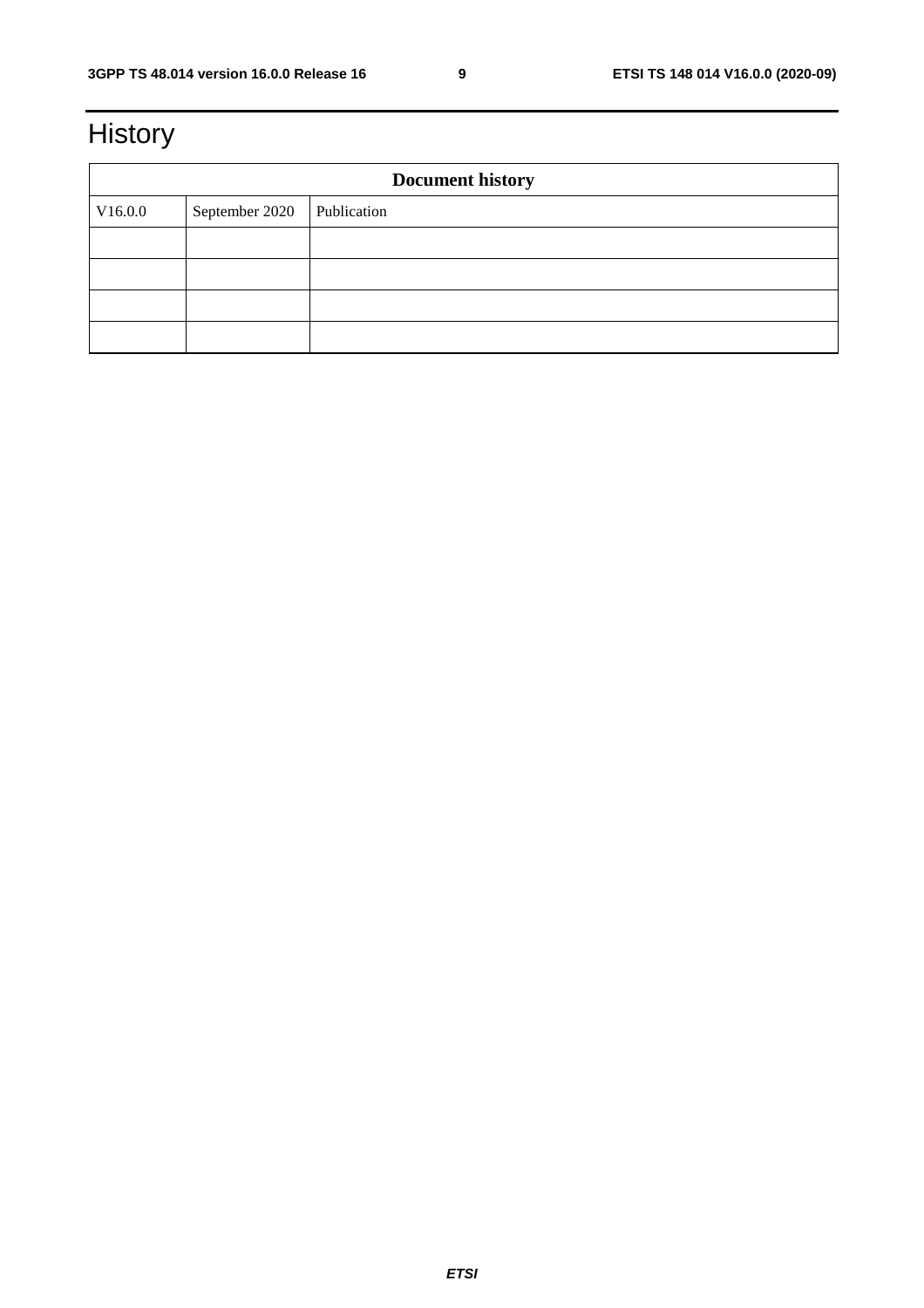# History

| Document history | | |
|---|---|---|
| V16.0.0 | September 2020 | Publication |
| | | |
| | | |
| | | |
| | | |